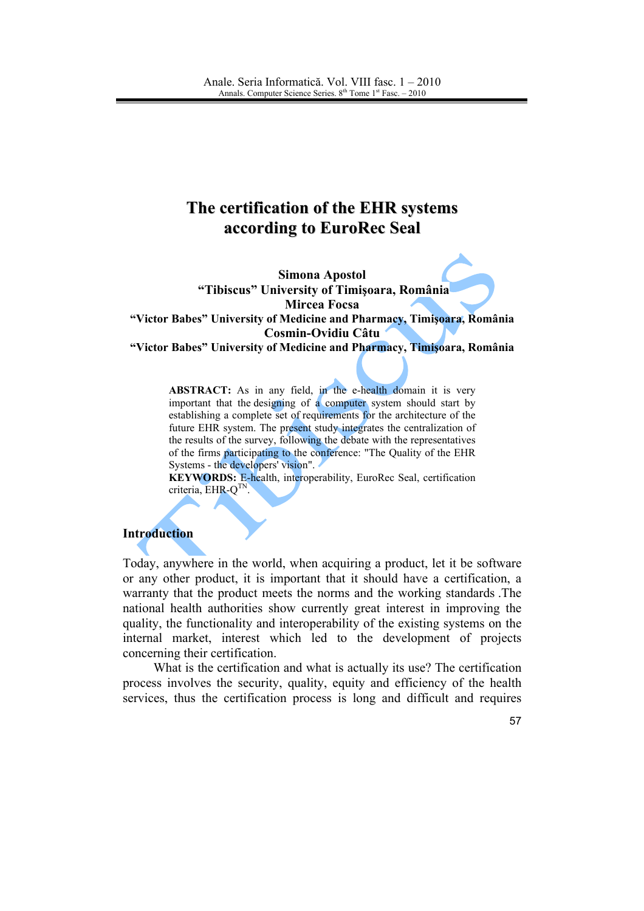# The certification of the EHR systems according to EuroRec Seal

**Simona Apostol**
**"Tibiscus" University of Timişoara, România**
**Mircea Focsa**
**"Victor Babes" University of Medicine and Pharmacy, Timişoara, România**
**Cosmin-Ovidiu Câtu**
**"Victor Babes" University of Medicine and Pharmacy, Timişoara, România**

**ABSTRACT:** As in any field, in the e-health domain it is very important that the designing of a computer system should start by establishing a complete set of requirements for the architecture of the future EHR system. The present study integrates the centralization of the results of the survey, following the debate with the representatives of the firms participating to the conference: "The Quality of the EHR Systems - the developers' vision".

**KEYWORDS:** E-health, interoperability, EuroRec Seal, certification criteria, EHR-Q$^{TN}$.

## Introduction

Today, anywhere in the world, when acquiring a product, let it be software or any other product, it is important that it should have a certification, a warranty that the product meets the norms and the working standards .The national health authorities show currently great interest in improving the quality, the functionality and interoperability of the existing systems on the internal market, interest which led to the development of projects concerning their certification.

What is the certification and what is actually its use? The certification process involves the security, quality, equity and efficiency of the health services, thus the certification process is long and difficult and requires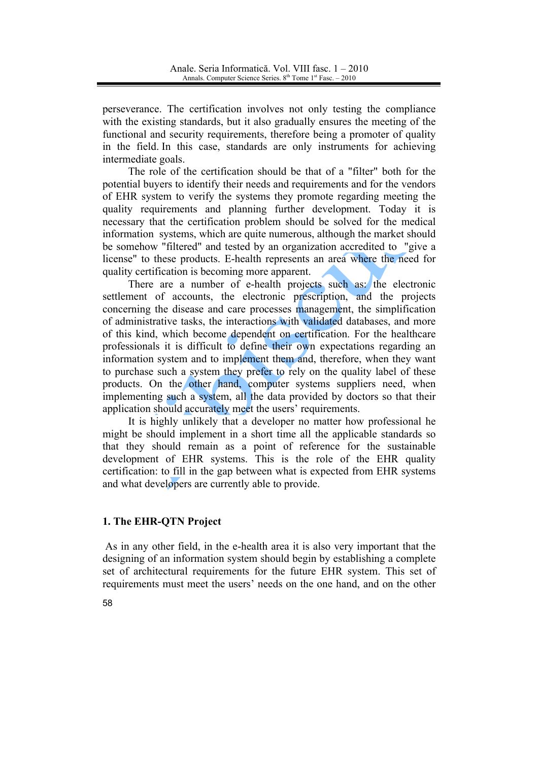perseverance. The certification involves not only testing the compliance with the existing standards, but it also gradually ensures the meeting of the functional and security requirements, therefore being a promoter of quality in the field. In this case, standards are only instruments for achieving intermediate goals.

The role of the certification should be that of a "filter" both for the potential buyers to identify their needs and requirements and for the vendors of EHR system to verify the systems they promote regarding meeting the quality requirements and planning further development. Today it is necessary that the certification problem should be solved for the medical information systems, which are quite numerous, although the market should be somehow "filtered" and tested by an organization accredited to "give a license" to these products. E-health represents an area where the need for quality certification is becoming more apparent.

There are a number of e-health projects such as: the electronic settlement of accounts, the electronic prescription, and the projects concerning the disease and care processes management, the simplification of administrative tasks, the interactions with validated databases, and more of this kind, which become dependent on certification. For the healthcare professionals it is difficult to define their own expectations regarding an information system and to implement them and, therefore, when they want to purchase such a system they prefer to rely on the quality label of these products. On the other hand, computer systems suppliers need, when implementing such a system, all the data provided by doctors so that their application should accurately meet the users' requirements.

It is highly unlikely that a developer no matter how professional he might be should implement in a short time all the applicable standards so that they should remain as a point of reference for the sustainable development of EHR systems. This is the role of the EHR quality certification: to fill in the gap between what is expected from EHR systems and what developers are currently able to provide.

## 1. The EHR-QTN Project

As in any other field, in the e-health area it is also very important that the designing of an information system should begin by establishing a complete set of architectural requirements for the future EHR system. This set of requirements must meet the users' needs on the one hand, and on the other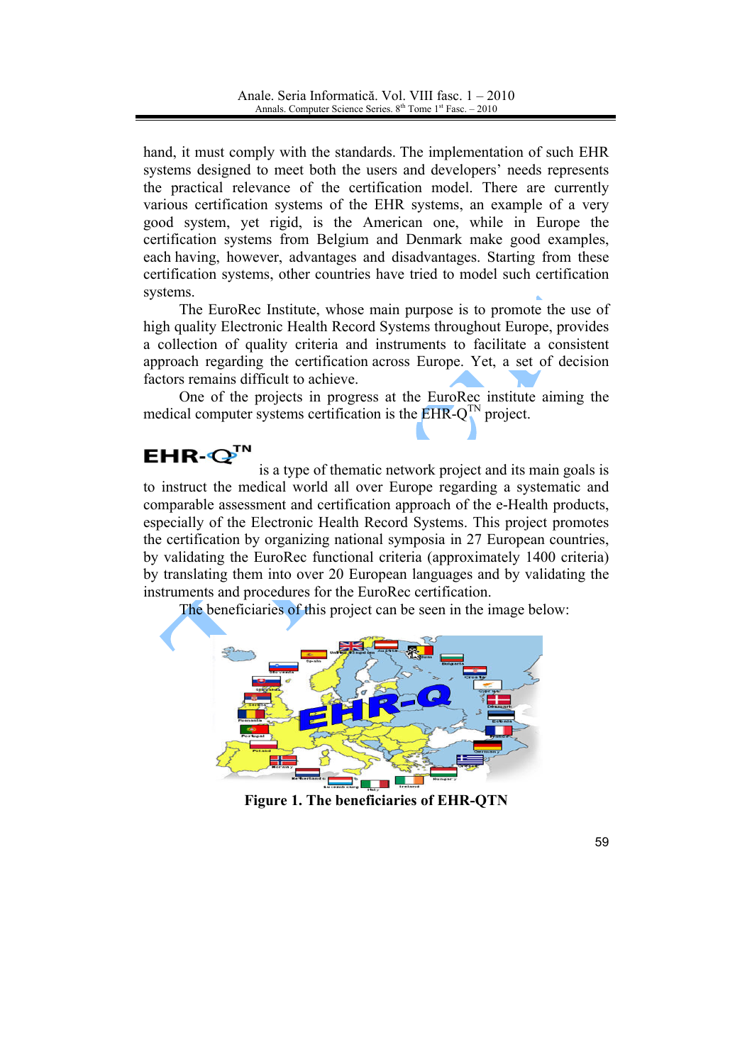hand, it must comply with the standards. The implementation of such EHR systems designed to meet both the users and developers' needs represents the practical relevance of the certification model. There are currently various certification systems of the EHR systems, an example of a very good system, yet rigid, is the American one, while in Europe the certification systems from Belgium and Denmark make good examples, each having, however, advantages and disadvantages. Starting from these certification systems, other countries have tried to model such certification systems.

The EuroRec Institute, whose main purpose is to promote the use of high quality Electronic Health Record Systems throughout Europe, provides a collection of quality criteria and instruments to facilitate a consistent approach regarding the certification across Europe. Yet, a set of decision factors remains difficult to achieve.

One of the projects in progress at the EuroRec institute aiming the medical computer systems certification is the EHR-Q$^{TN}$ project.

**EHR-Q$^{TN}$** is a type of thematic network project and its main goals is to instruct the medical world all over Europe regarding a systematic and comparable assessment and certification approach of the e-Health products, especially of the Electronic Health Record Systems. This project promotes the certification by organizing national symposia in 27 European countries, by validating the EuroRec functional criteria (approximately 1400 criteria) by translating them into over 20 European languages and by validating the instruments and procedures for the EuroRec certification.

The beneficiaries of this project can be seen in the image below:

**Figure 1. The beneficiaries of EHR-QTN**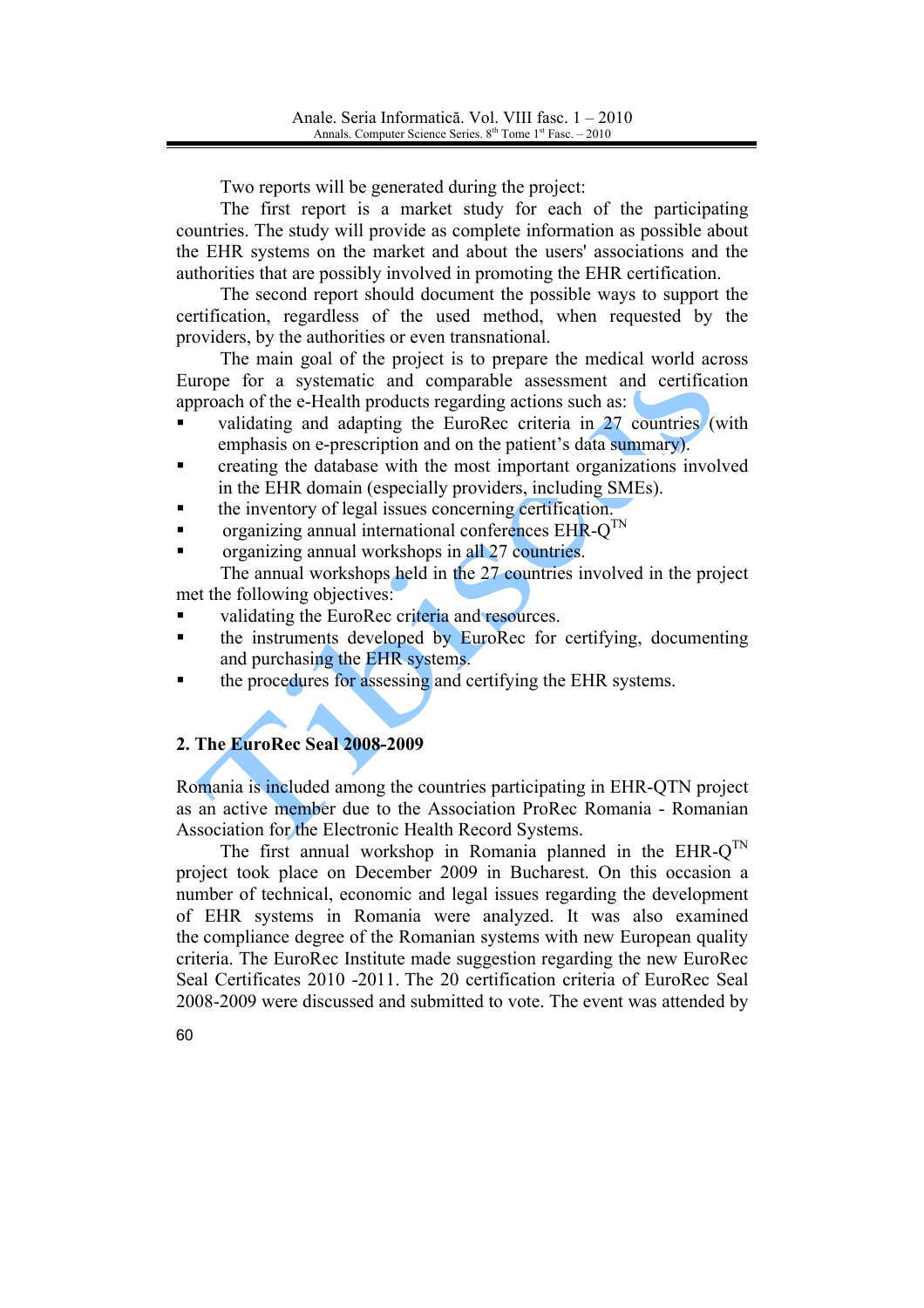Two reports will be generated during the project:

The first report is a market study for each of the participating countries. The study will provide as complete information as possible about the EHR systems on the market and about the users' associations and the authorities that are possibly involved in promoting the EHR certification.

The second report should document the possible ways to support the certification, regardless of the used method, when requested by the providers, by the authorities or even transnational.

The main goal of the project is to prepare the medical world across Europe for a systematic and comparable assessment and certification approach of the e-Health products regarding actions such as:

- validating and adapting the EuroRec criteria in 27 countries (with emphasis on e-prescription and on the patient's data summary).
- creating the database with the most important organizations involved in the EHR domain (especially providers, including SMEs).
- the inventory of legal issues concerning certification.
- organizing annual international conferences EHR-Q$^{TN}$
- organizing annual workshops in all 27 countries.

The annual workshops held in the 27 countries involved in the project met the following objectives:

- validating the EuroRec criteria and resources.
- the instruments developed by EuroRec for certifying, documenting and purchasing the EHR systems.
- the procedures for assessing and certifying the EHR systems.

## 2. The EuroRec Seal 2008-2009

Romania is included among the countries participating in EHR-QTN project as an active member due to the Association ProRec Romania - Romanian Association for the Electronic Health Record Systems.

The first annual workshop in Romania planned in the EHR-Q$^{TN}$ project took place on December 2009 in Bucharest. On this occasion a number of technical, economic and legal issues regarding the development of EHR systems in Romania were analyzed. It was also examined the compliance degree of the Romanian systems with new European quality criteria. The EuroRec Institute made suggestion regarding the new EuroRec Seal Certificates 2010 -2011. The 20 certification criteria of EuroRec Seal 2008-2009 were discussed and submitted to vote. The event was attended by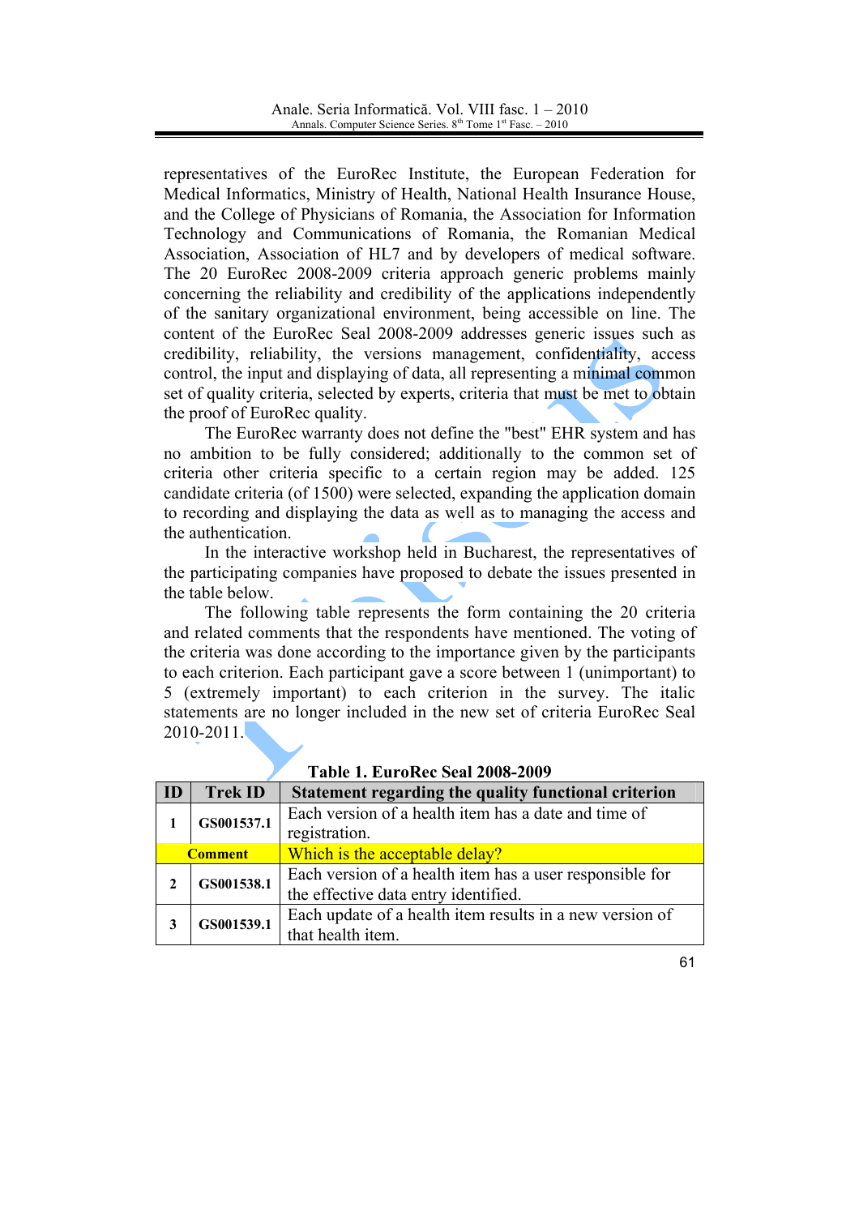representatives of the EuroRec Institute, the European Federation for Medical Informatics, Ministry of Health, National Health Insurance House, and the College of Physicians of Romania, the Association for Information Technology and Communications of Romania, the Romanian Medical Association, Association of HL7 and by developers of medical software. The 20 EuroRec 2008-2009 criteria approach generic problems mainly concerning the reliability and credibility of the applications independently of the sanitary organizational environment, being accessible on line. The content of the EuroRec Seal 2008-2009 addresses generic issues such as credibility, reliability, the versions management, confidentiality, access control, the input and displaying of data, all representing a minimal common set of quality criteria, selected by experts, criteria that must be met to obtain the proof of EuroRec quality.

The EuroRec warranty does not define the "best" EHR system and has no ambition to be fully considered; additionally to the common set of criteria other criteria specific to a certain region may be added. 125 candidate criteria (of 1500) were selected, expanding the application domain to recording and displaying the data as well as to managing the access and the authentication.

In the interactive workshop held in Bucharest, the representatives of the participating companies have proposed to debate the issues presented in the table below.

The following table represents the form containing the 20 criteria and related comments that the respondents have mentioned. The voting of the criteria was done according to the importance given by the participants to each criterion. Each participant gave a score between 1 (unimportant) to 5 (extremely important) to each criterion in the survey. The italic statements are no longer included in the new set of criteria EuroRec Seal 2010-2011.

**Table 1. EuroRec Seal 2008-2009**

| ID | Trek ID | Statement regarding the quality functional criterion |
|---|---|---|
| 1 | GS001537.1 | Each version of a health item has a date and time of registration. |
| **Comment** | | Which is the acceptable delay? |
| 2 | GS001538.1 | Each version of a health item has a user responsible for the effective data entry identified. |
| 3 | GS001539.1 | Each update of a health item results in a new version of that health item. |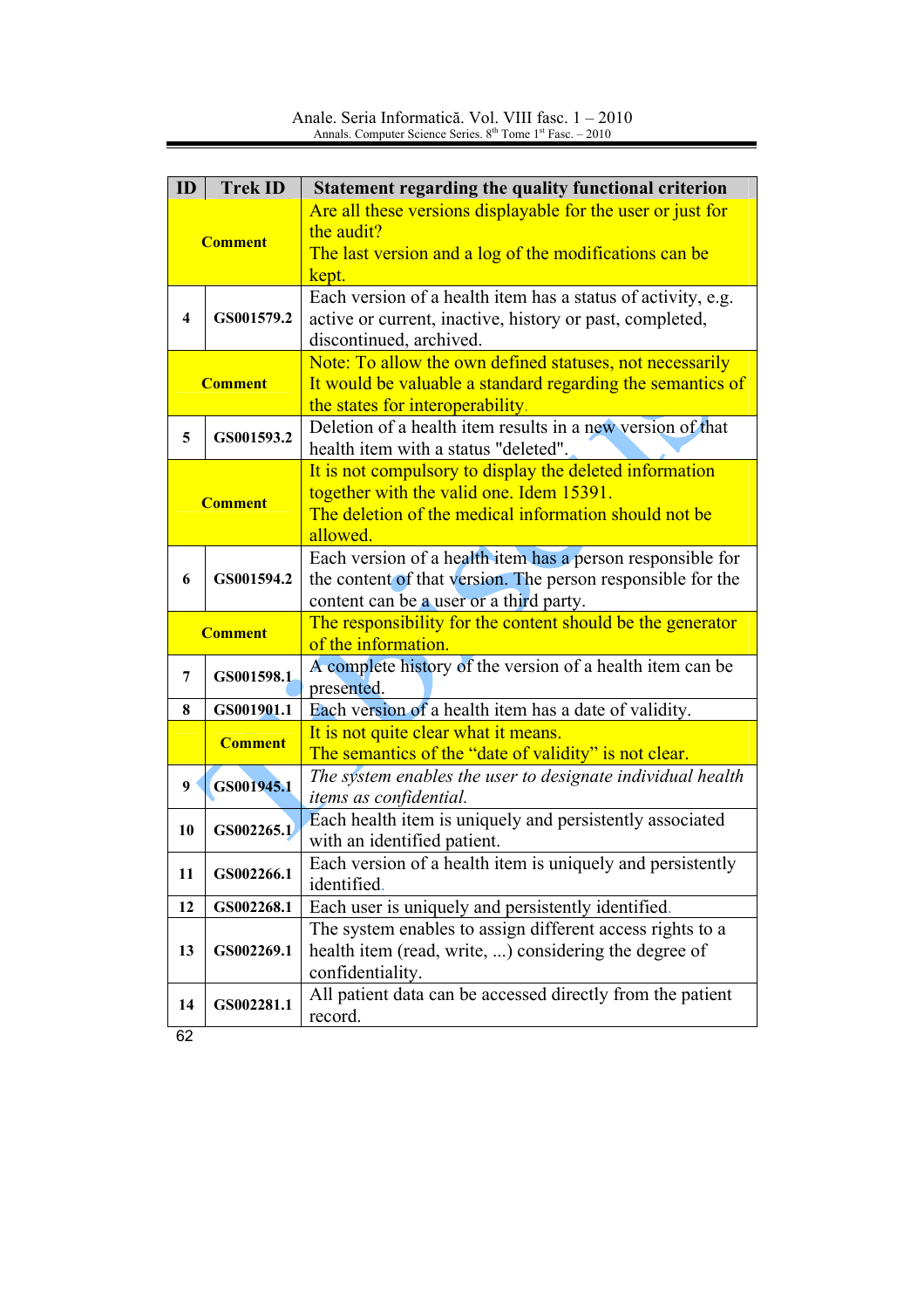| ID | Trek ID | Statement regarding the quality functional criterion |
|---|---|---|
| **Comment** | | Are all these versions displayable for the user or just for the audit?<br>The last version and a log of the modifications can be kept. |
| 4 | GS001579.2 | Each version of a health item has a status of activity, e.g. active or current, inactive, history or past, completed, discontinued, archived. |
| **Comment** | | Note: To allow the own defined statuses, not necessarily It would be valuable a standard regarding the semantics of the states for interoperability. |
| 5 | GS001593.2 | Deletion of a health item results in a new version of that health item with a status "deleted". |
| **Comment** | | It is not compulsory to display the deleted information together with the valid one. Idem 15391.<br>The deletion of the medical information should not be allowed. |
| 6 | GS001594.2 | Each version of a health item has a person responsible for the content of that version. The person responsible for the content can be a user or a third party. |
| **Comment** | | The responsibility for the content should be the generator of the information. |
| 7 | GS001598.1 | A complete history of the version of a health item can be presented. |
| 8 | GS001901.1 | Each version of a health item has a date of validity. |
| | **Comment** | It is not quite clear what it means.<br>The semantics of the "date of validity" is not clear. |
| 9 | GS001945.1 | *The system enables the user to designate individual health items as confidential.* |
| 10 | GS002265.1 | Each health item is uniquely and persistently associated with an identified patient. |
| 11 | GS002266.1 | Each version of a health item is uniquely and persistently identified. |
| 12 | GS002268.1 | Each user is uniquely and persistently identified. |
| 13 | GS002269.1 | The system enables to assign different access rights to a health item (read, write, ...) considering the degree of confidentiality. |
| 14 | GS002281.1 | All patient data can be accessed directly from the patient record. |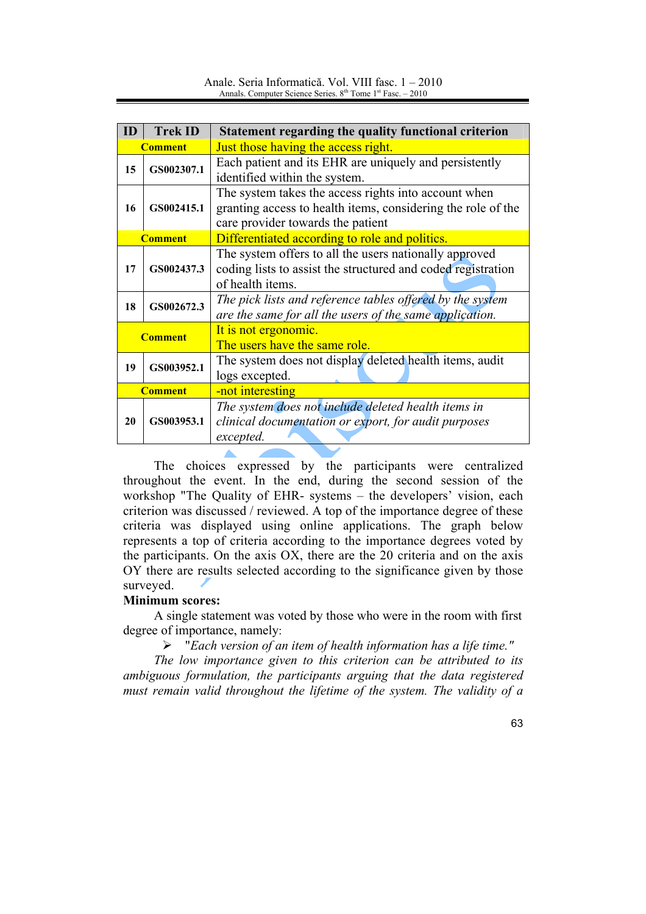| ID | Trek ID | Statement regarding the quality functional criterion |
|---|---|---|
| **Comment** | | Just those having the access right. |
| **15** | **GS002307.1** | Each patient and its EHR are uniquely and persistently identified within the system. |
| **16** | **GS002415.1** | The system takes the access rights into account when granting access to health items, considering the role of the care provider towards the patient |
| **Comment** | | Differentiated according to role and politics. |
| **17** | **GS002437.3** | The system offers to all the users nationally approved coding lists to assist the structured and coded registration of health items. |
| **18** | **GS002672.3** | *The pick lists and reference tables offered by the system are the same for all the users of the same application.* |
| **Comment** | | It is not ergonomic. The users have the same role. |
| **19** | **GS003952.1** | The system does not display deleted health items, audit logs excepted. |
| **Comment** | | -not interesting |
| **20** | **GS003953.1** | *The system does not include deleted health items in clinical documentation or export, for audit purposes excepted.* |

The choices expressed by the participants were centralized throughout the event. In the end, during the second session of the workshop "The Quality of EHR- systems – the developers' vision, each criterion was discussed / reviewed. A top of the importance degree of these criteria was displayed using online applications. The graph below represents a top of criteria according to the importance degrees voted by the participants. On the axis OX, there are the 20 criteria and on the axis OY there are results selected according to the significance given by those surveyed.

**Minimum scores:**

A single statement was voted by those who were in the room with first degree of importance, namely:

- *"Each version of an item of health information has a life time."*

*The low importance given to this criterion can be attributed to its ambiguous formulation, the participants arguing that the data registered must remain valid throughout the lifetime of the system. The validity of a*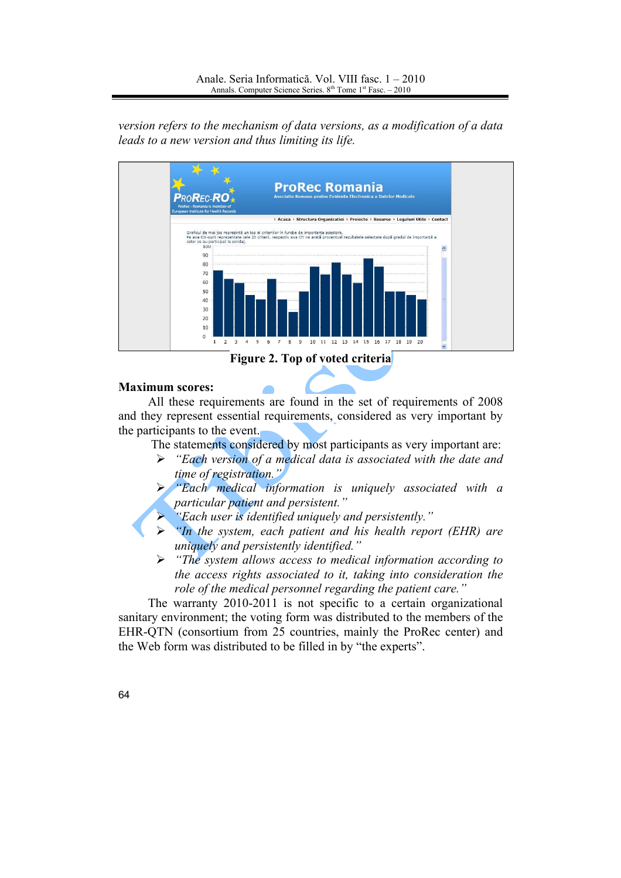*version refers to the mechanism of data versions, as a modification of a data leads to a new version and thus limiting its life.*

ProRec Romania

Asociatia Romana pentru Evidenta Electronica a Datelor Medicale

PROREC-RO

ProRec - Romania is member of European Institute for Health Records

› Acasa › Structura Organizatiei › Proiecte › Resurse › Legaturi Utile › Contact

Graficul de mai jos reprezintă un top al criteriilor în funcție de importanța acestora.
Pe axa OX-sunt reprezentate cele 20 criterii, respectiv axa OY ne arată procentual rezultatele selectate după gradul de importanță a celor ce au participat la sondaj.

100
90
80
70
60
50
40
30
20
10
0

1 2 3 4 5 6 7 8 9 10 11 12 13 14 15 16 17 18 19 20

**Figure 2. Top of voted criteria**

**Maximum scores:**

All these requirements are found in the set of requirements of 2008 and they represent essential requirements, considered as very important by the participants to the event.

The statements considered by most participants as very important are:

- *"Each version of a medical data is associated with the date and time of registration."*
- *"Each medical information is uniquely associated with a particular patient and persistent."*
- *"Each user is identified uniquely and persistently."*
- *"In the system, each patient and his health report (EHR) are uniquely and persistently identified."*
- *"The system allows access to medical information according to the access rights associated to it, taking into consideration the role of the medical personnel regarding the patient care."*

The warranty 2010-2011 is not specific to a certain organizational sanitary environment; the voting form was distributed to the members of the EHR-QTN (consortium from 25 countries, mainly the ProRec center) and the Web form was distributed to be filled in by "the experts".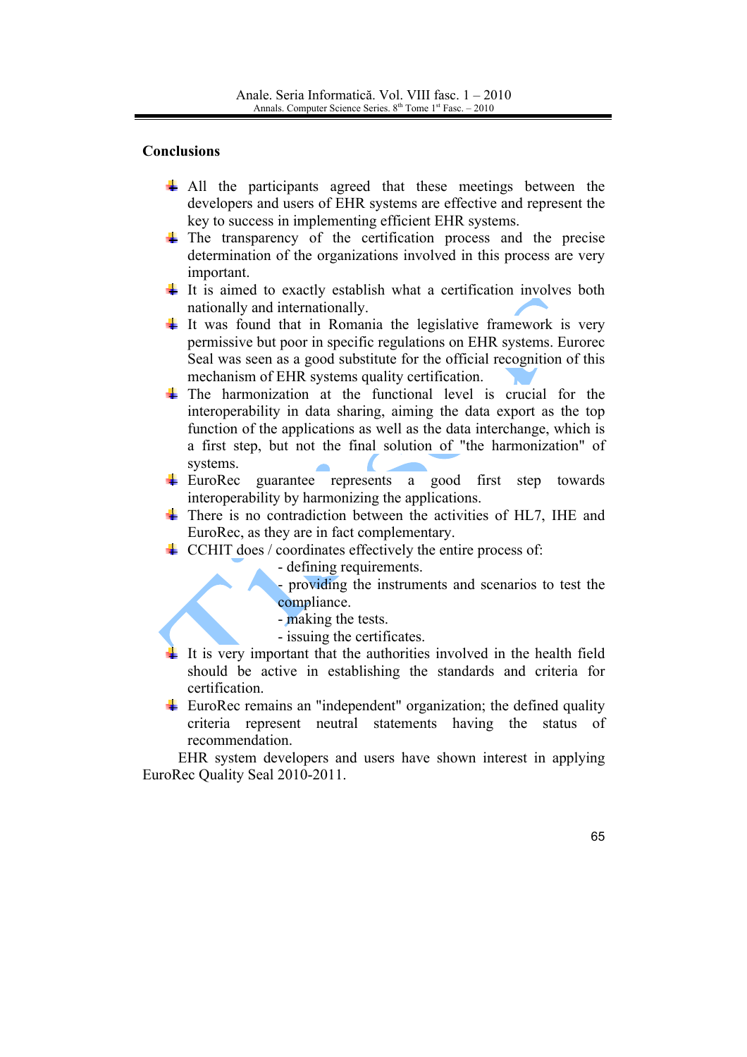## Conclusions

- All the participants agreed that these meetings between the developers and users of EHR systems are effective and represent the key to success in implementing efficient EHR systems.
- The transparency of the certification process and the precise determination of the organizations involved in this process are very important.
- It is aimed to exactly establish what a certification involves both nationally and internationally.
- It was found that in Romania the legislative framework is very permissive but poor in specific regulations on EHR systems. Eurorec Seal was seen as a good substitute for the official recognition of this mechanism of EHR systems quality certification.
- The harmonization at the functional level is crucial for the interoperability in data sharing, aiming the data export as the top function of the applications as well as the data interchange, which is a first step, but not the final solution of "the harmonization" of systems.
- EuroRec guarantee represents a good first step towards interoperability by harmonizing the applications.
- There is no contradiction between the activities of HL7, IHE and EuroRec, as they are in fact complementary.
- CCHIT does / coordinates effectively the entire process of:
  - defining requirements.
  - providing the instruments and scenarios to test the compliance.
  - making the tests.
  - issuing the certificates.
- It is very important that the authorities involved in the health field should be active in establishing the standards and criteria for certification.
- EuroRec remains an "independent" organization; the defined quality criteria represent neutral statements having the status of recommendation.

EHR system developers and users have shown interest in applying EuroRec Quality Seal 2010-2011.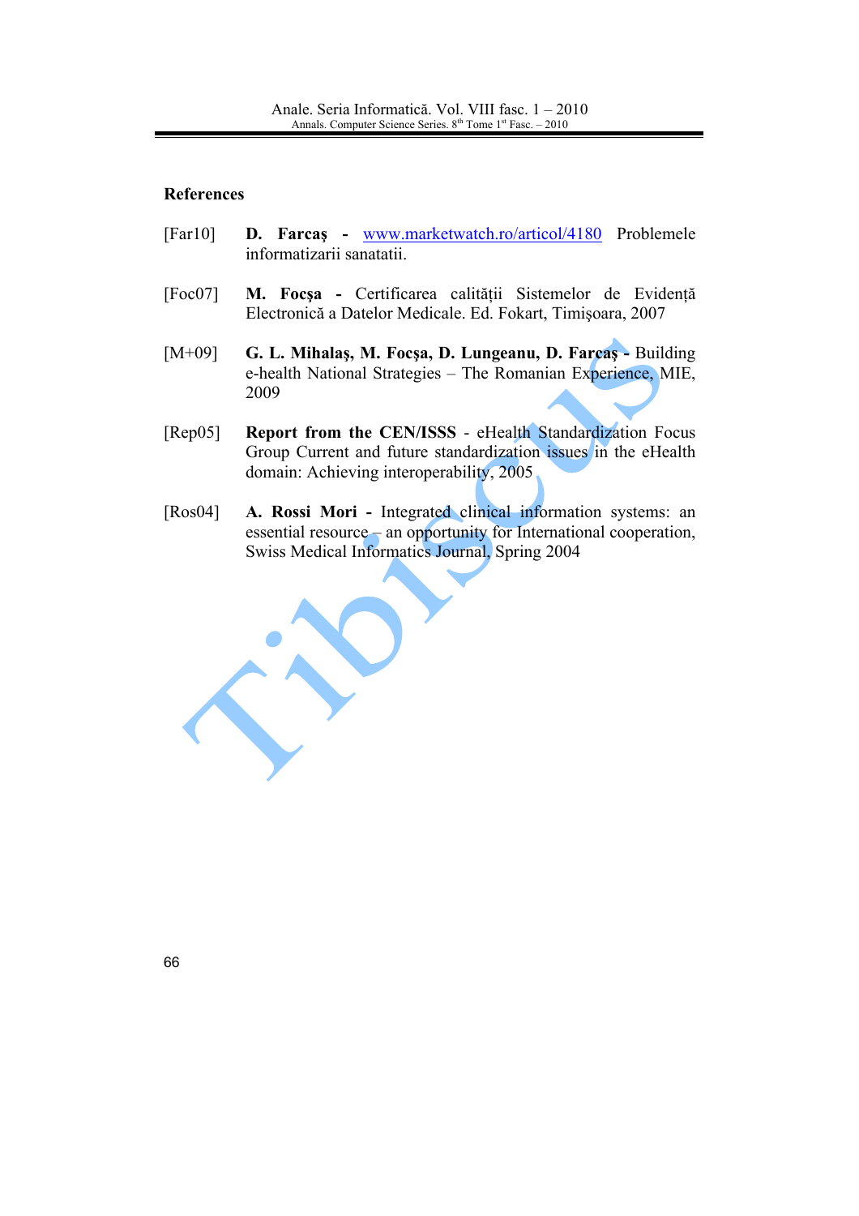## References

[Far10] **D. Farcaş -** www.marketwatch.ro/articol/4180 Problemele informatizarii sanatatii.

[Foc07] **M. Focşa -** Certificarea calităţii Sistemelor de Evidenţă Electronică a Datelor Medicale. Ed. Fokart, Timişoara, 2007

[M+09] **G. L. Mihalaş, M. Focşa, D. Lungeanu, D. Farcaş -** Building e-health National Strategies – The Romanian Experience, MIE, 2009

[Rep05] **Report from the CEN/ISSS** - eHealth Standardization Focus Group Current and future standardization issues in the eHealth domain: Achieving interoperability, 2005

[Ros04] **A. Rossi Mori -** Integrated clinical information systems: an essential resource – an opportunity for International cooperation, Swiss Medical Informatics Journal, Spring 2004